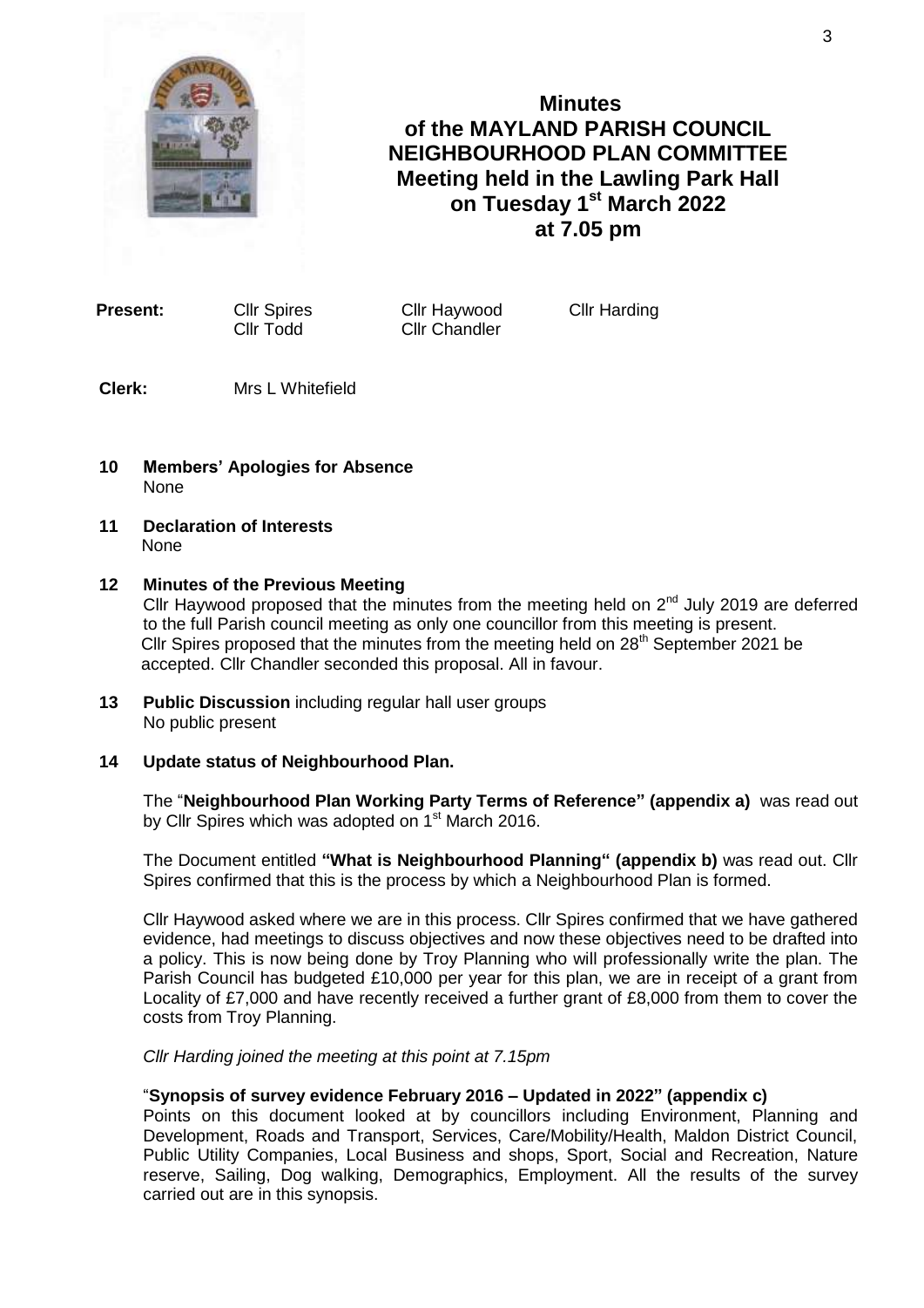# Minutes of the MAYLAND PARISH COUNCIL NEIGHBOURHOOD PLAN COMMITTEE Meeting held in the Lawling Park Hall on Tuesday 1st March 2022 at 7.05 pm

| **Present:** | Cllr Spires | Cllr Haywood | Cllr Harding |
|---|---|---|---|
| | Cllr Todd | Cllr Chandler | |

**Clerk:** Mrs L Whitefield

**10 Members' Apologies for Absence**
None

**11 Declaration of Interests**
None

**12 Minutes of the Previous Meeting**
Cllr Haywood proposed that the minutes from the meeting held on 2nd July 2019 are deferred to the full Parish council meeting as only one councillor from this meeting is present.
Cllr Spires proposed that the minutes from the meeting held on 28th September 2021 be accepted. Cllr Chandler seconded this proposal. All in favour.

**13 Public Discussion** including regular hall user groups
No public present

**14 Update status of Neighbourhood Plan.**

The "**Neighbourhood Plan Working Party Terms of Reference" (appendix a)** was read out by Cllr Spires which was adopted on 1st March 2016.

The Document entitled **"What is Neighbourhood Planning" (appendix b)** was read out. Cllr Spires confirmed that this is the process by which a Neighbourhood Plan is formed.

Cllr Haywood asked where we are in this process. Cllr Spires confirmed that we have gathered evidence, had meetings to discuss objectives and now these objectives need to be drafted into a policy. This is now being done by Troy Planning who will professionally write the plan. The Parish Council has budgeted £10,000 per year for this plan, we are in receipt of a grant from Locality of £7,000 and have recently received a further grant of £8,000 from them to cover the costs from Troy Planning.

*Cllr Harding joined the meeting at this point at 7.15pm*

"**Synopsis of survey evidence February 2016 – Updated in 2022" (appendix c)**
Points on this document looked at by councillors including Environment, Planning and Development, Roads and Transport, Services, Care/Mobility/Health, Maldon District Council, Public Utility Companies, Local Business and shops, Sport, Social and Recreation, Nature reserve, Sailing, Dog walking, Demographics, Employment. All the results of the survey carried out are in this synopsis.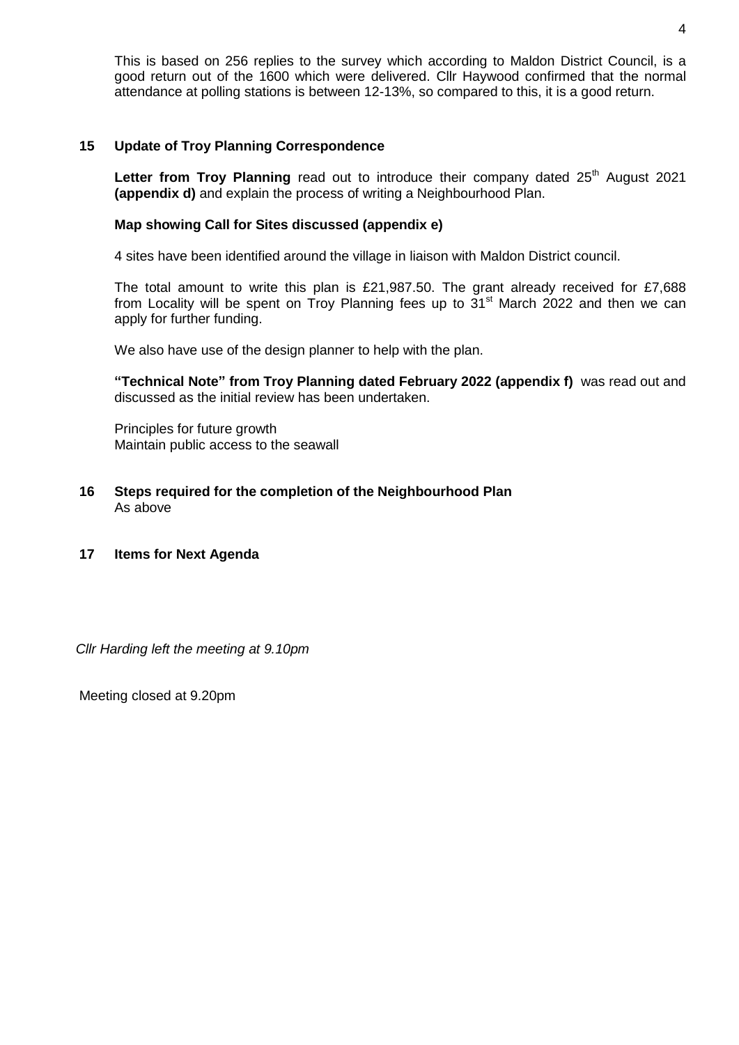This is based on 256 replies to the survey which according to Maldon District Council, is a good return out of the 1600 which were delivered. Cllr Haywood confirmed that the normal attendance at polling stations is between 12-13%, so compared to this, it is a good return.

## 15 Update of Troy Planning Correspondence

**Letter from Troy Planning** read out to introduce their company dated 25th August 2021 **(appendix d)** and explain the process of writing a Neighbourhood Plan.

**Map showing Call for Sites discussed (appendix e)**

4 sites have been identified around the village in liaison with Maldon District council.

The total amount to write this plan is £21,987.50. The grant already received for £7,688 from Locality will be spent on Troy Planning fees up to 31st March 2022 and then we can apply for further funding.

We also have use of the design planner to help with the plan.

**"Technical Note" from Troy Planning dated February 2022 (appendix f)** was read out and discussed as the initial review has been undertaken.

Principles for future growth
Maintain public access to the seawall

## 16 Steps required for the completion of the Neighbourhood Plan

As above

## 17 Items for Next Agenda

*Cllr Harding left the meeting at 9.10pm*

Meeting closed at 9.20pm